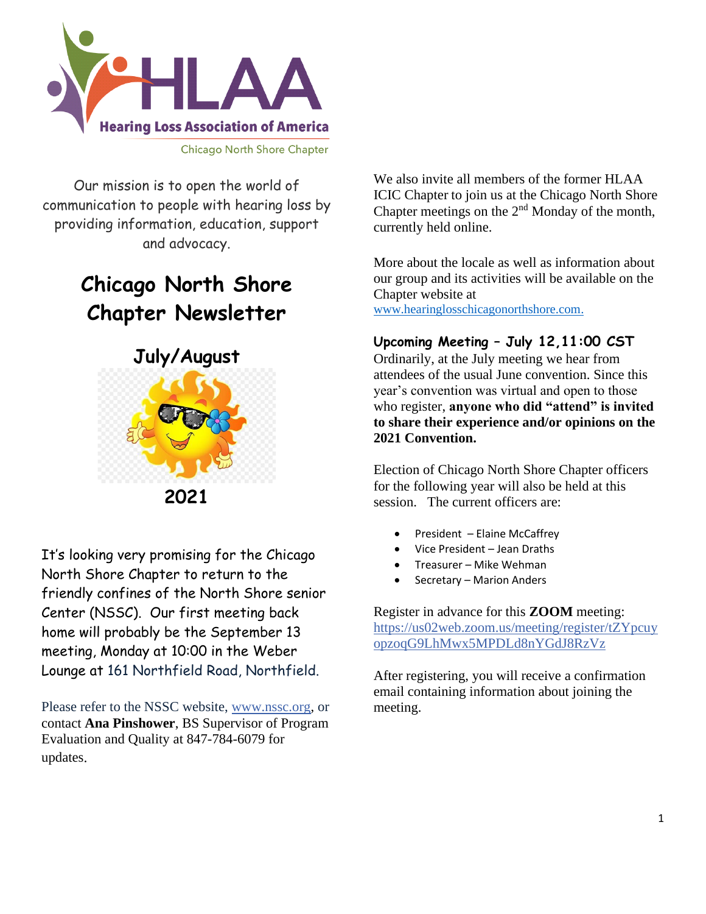Hearing Loss Association of America

Chicago North Shore Chapter

Our mission is to open the world of communication to people with hearing loss by providing information, education, support and advocacy.

# Chicago North Shore Chapter Newsletter

## July/August

## 2021

It's looking very promising for the Chicago North Shore Chapter to return to the friendly confines of the North Shore senior Center (NSSC). Our first meeting back home will probably be the September 13 meeting, Monday at 10:00 in the Weber Lounge at 161 Northfield Road, Northfield.

Please refer to the NSSC website, www.nssc.org, or contact **Ana Pinshower**, BS Supervisor of Program Evaluation and Quality at 847-784-6079 for updates.

We also invite all members of the former HLAA ICIC Chapter to join us at the Chicago North Shore Chapter meetings on the 2nd Monday of the month, currently held online.

More about the locale as well as information about our group and its activities will be available on the Chapter website at www.hearinglosschicagonorthshore.com.

**Upcoming Meeting – July 12, 11:00 CST**

Ordinarily, at the July meeting we hear from attendees of the usual June convention. Since this year's convention was virtual and open to those who register, **anyone who did "attend" is invited to share their experience and/or opinions on the 2021 Convention.**

Election of Chicago North Shore Chapter officers for the following year will also be held at this session. The current officers are:

- President – Elaine McCaffrey
- Vice President – Jean Draths
- Treasurer – Mike Wehman
- Secretary – Marion Anders

Register in advance for this **ZOOM** meeting: https://us02web.zoom.us/meeting/register/tZYpcuyopzoqG9LhMwx5MPDLd8nYGdJ8RzVz

After registering, you will receive a confirmation email containing information about joining the meeting.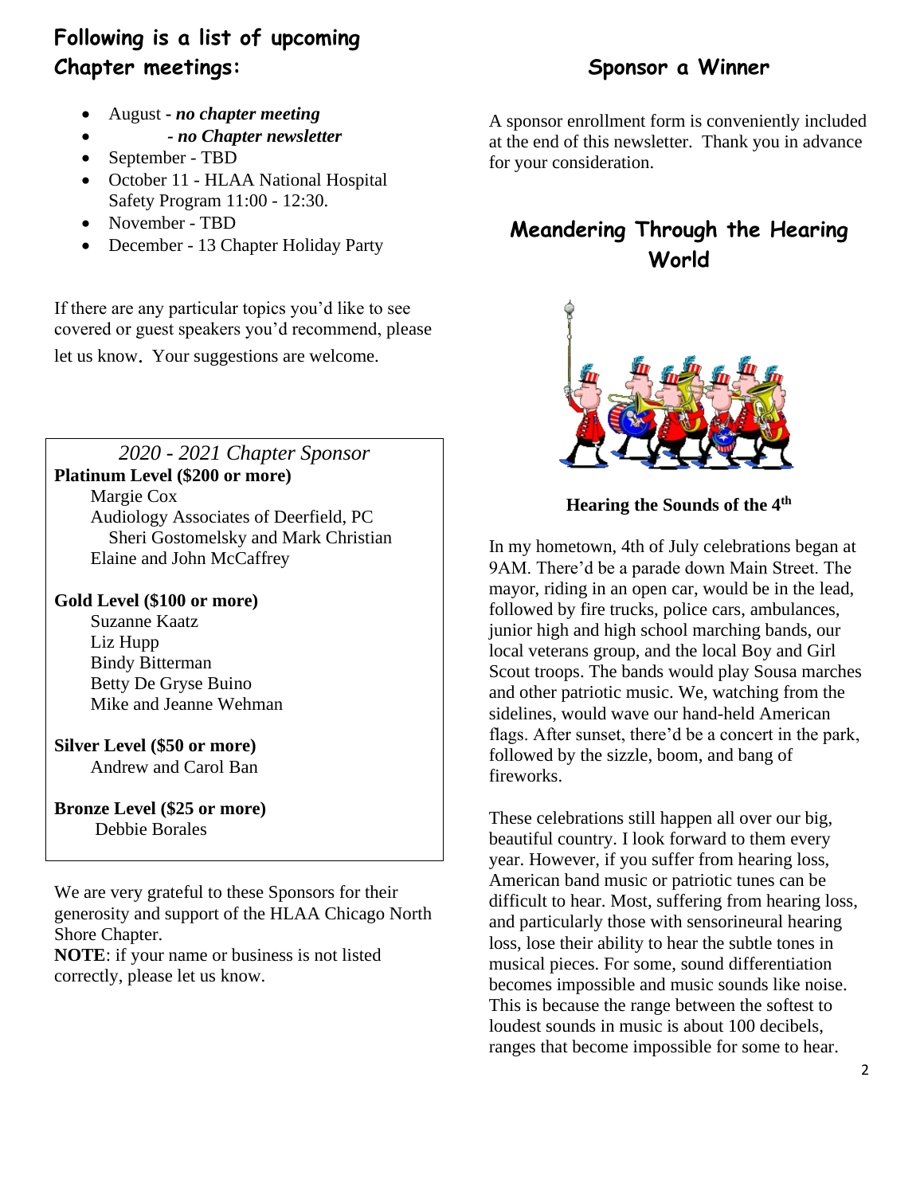## Following is a list of upcoming Chapter meetings:

- August - ***no chapter meeting***
- ***- no Chapter newsletter***
- September - TBD
- October 11 - HLAA National Hospital Safety Program 11:00 - 12:30.
- November - TBD
- December - 13 Chapter Holiday Party

If there are any particular topics you'd like to see covered or guest speakers you'd recommend, please let us know. Your suggestions are welcome.

*2020 - 2021 Chapter Sponsor*

**Platinum Level ($200 or more)**

Margie Cox
Audiology Associates of Deerfield, PC
Sheri Gostomelsky and Mark Christian
Elaine and John McCaffrey

**Gold Level ($100 or more)**

Suzanne Kaatz
Liz Hupp
Bindy Bitterman
Betty De Gryse Buino
Mike and Jeanne Wehman

**Silver Level ($50 or more)**

Andrew and Carol Ban

**Bronze Level ($25 or more)**

Debbie Borales

We are very grateful to these Sponsors for their generosity and support of the HLAA Chicago North Shore Chapter.

**NOTE**: if your name or business is not listed correctly, please let us know.

## Sponsor a Winner

A sponsor enrollment form is conveniently included at the end of this newsletter. Thank you in advance for your consideration.

## Meandering Through the Hearing World

**Hearing the Sounds of the 4th**

In my hometown, 4th of July celebrations began at 9AM. There'd be a parade down Main Street. The mayor, riding in an open car, would be in the lead, followed by fire trucks, police cars, ambulances, junior high and high school marching bands, our local veterans group, and the local Boy and Girl Scout troops. The bands would play Sousa marches and other patriotic music. We, watching from the sidelines, would wave our hand-held American flags. After sunset, there'd be a concert in the park, followed by the sizzle, boom, and bang of fireworks.

These celebrations still happen all over our big, beautiful country. I look forward to them every year. However, if you suffer from hearing loss, American band music or patriotic tunes can be difficult to hear. Most, suffering from hearing loss, and particularly those with sensorineural hearing loss, lose their ability to hear the subtle tones in musical pieces. For some, sound differentiation becomes impossible and music sounds like noise. This is because the range between the softest to loudest sounds in music is about 100 decibels, ranges that become impossible for some to hear.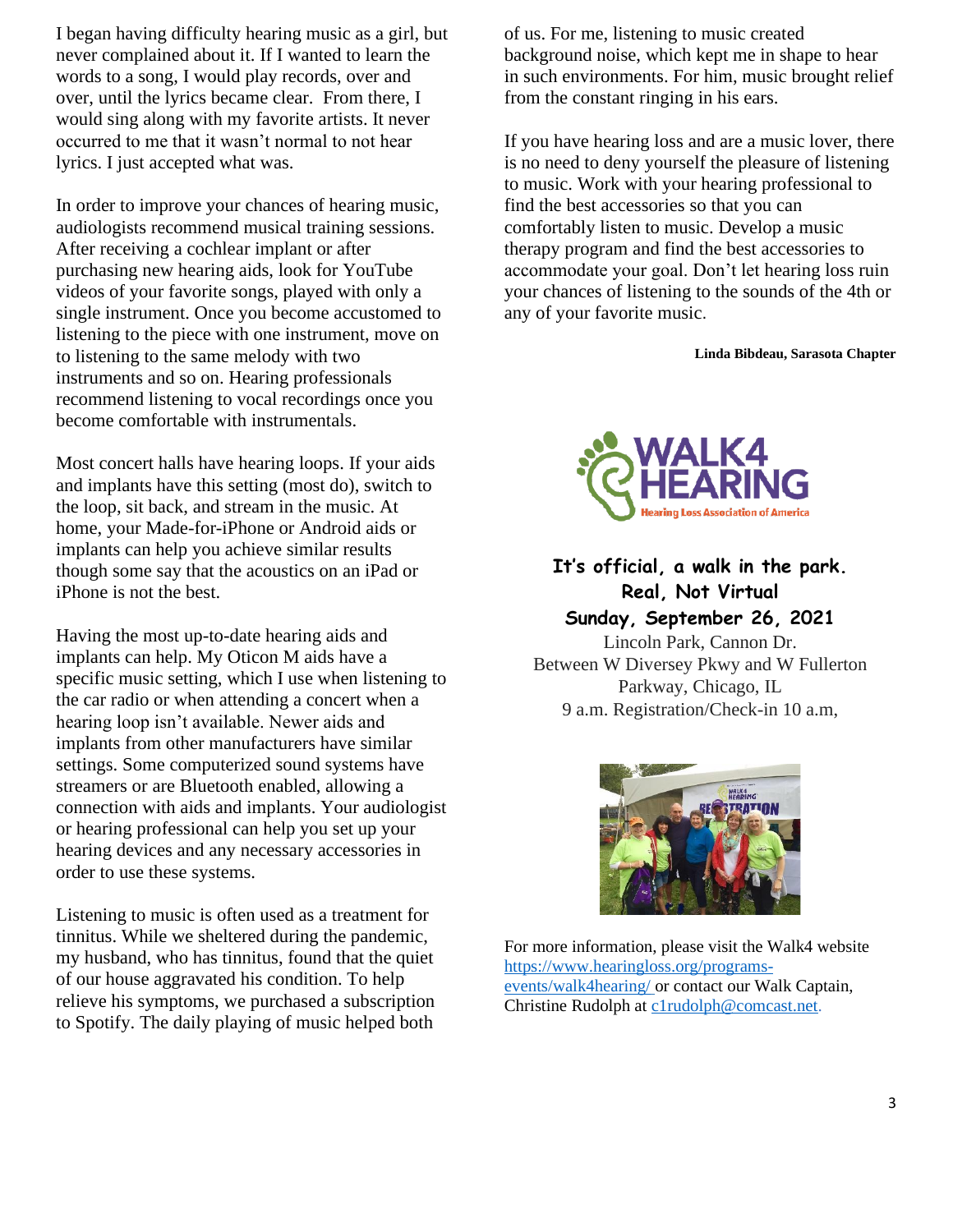I began having difficulty hearing music as a girl, but never complained about it. If I wanted to learn the words to a song, I would play records, over and over, until the lyrics became clear. From there, I would sing along with my favorite artists. It never occurred to me that it wasn't normal to not hear lyrics. I just accepted what was.

In order to improve your chances of hearing music, audiologists recommend musical training sessions. After receiving a cochlear implant or after purchasing new hearing aids, look for YouTube videos of your favorite songs, played with only a single instrument. Once you become accustomed to listening to the piece with one instrument, move on to listening to the same melody with two instruments and so on. Hearing professionals recommend listening to vocal recordings once you become comfortable with instrumentals.

Most concert halls have hearing loops. If your aids and implants have this setting (most do), switch to the loop, sit back, and stream in the music. At home, your Made-for-iPhone or Android aids or implants can help you achieve similar results though some say that the acoustics on an iPad or iPhone is not the best.

Having the most up-to-date hearing aids and implants can help. My Oticon M aids have a specific music setting, which I use when listening to the car radio or when attending a concert when a hearing loop isn't available. Newer aids and implants from other manufacturers have similar settings. Some computerized sound systems have streamers or are Bluetooth enabled, allowing a connection with aids and implants. Your audiologist or hearing professional can help you set up your hearing devices and any necessary accessories in order to use these systems.

Listening to music is often used as a treatment for tinnitus. While we sheltered during the pandemic, my husband, who has tinnitus, found that the quiet of our house aggravated his condition. To help relieve his symptoms, we purchased a subscription to Spotify. The daily playing of music helped both of us. For me, listening to music created background noise, which kept me in shape to hear in such environments. For him, music brought relief from the constant ringing in his ears.

If you have hearing loss and are a music lover, there is no need to deny yourself the pleasure of listening to music. Work with your hearing professional to find the best accessories so that you can comfortably listen to music. Develop a music therapy program and find the best accessories to accommodate your goal. Don't let hearing loss ruin your chances of listening to the sounds of the 4th or any of your favorite music.

**Linda Bibdeau, Sarasota Chapter**

WALK4 HEARING
Hearing Loss Association of America

**It's official, a walk in the park.**
**Real, Not Virtual**
**Sunday, September 26, 2021**

Lincoln Park, Cannon Dr.
Between W Diversey Pkwy and W Fullerton Parkway, Chicago, IL
9 a.m. Registration/Check-in 10 a.m,

For more information, please visit the Walk4 website https://www.hearingloss.org/programs-events/walk4hearing/ or contact our Walk Captain, Christine Rudolph at c1rudolph@comcast.net.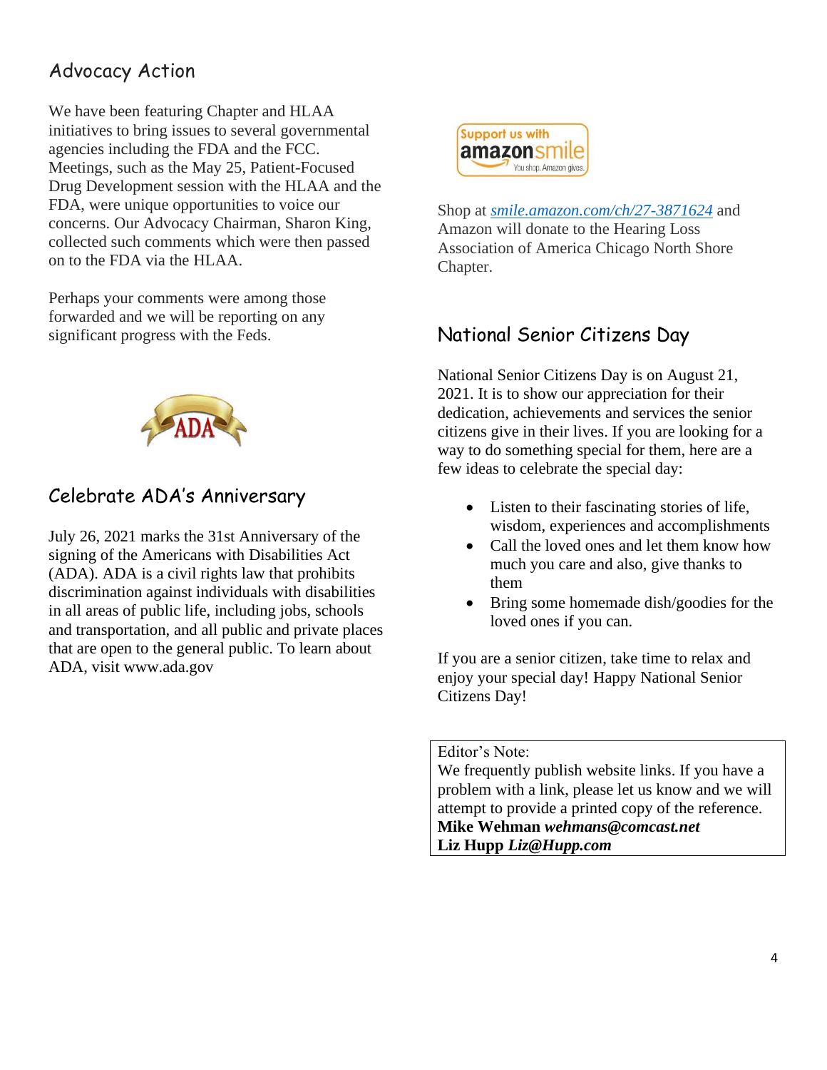## Advocacy Action

We have been featuring Chapter and HLAA initiatives to bring issues to several governmental agencies including the FDA and the FCC. Meetings, such as the May 25, Patient-Focused Drug Development session with the HLAA and the FDA, were unique opportunities to voice our concerns. Our Advocacy Chairman, Sharon King, collected such comments which were then passed on to the FDA via the HLAA.

Perhaps your comments were among those forwarded and we will be reporting on any significant progress with the Feds.

## Celebrate ADA's Anniversary

July 26, 2021 marks the 31st Anniversary of the signing of the Americans with Disabilities Act (ADA). ADA is a civil rights law that prohibits discrimination against individuals with disabilities in all areas of public life, including jobs, schools and transportation, and all public and private places that are open to the general public. To learn about ADA, visit www.ada.gov

Shop at *smile.amazon.com/ch/27-3871624* and Amazon will donate to the Hearing Loss Association of America Chicago North Shore Chapter.

## National Senior Citizens Day

National Senior Citizens Day is on August 21, 2021. It is to show our appreciation for their dedication, achievements and services the senior citizens give in their lives. If you are looking for a way to do something special for them, here are a few ideas to celebrate the special day:

- Listen to their fascinating stories of life, wisdom, experiences and accomplishments
- Call the loved ones and let them know how much you care and also, give thanks to them
- Bring some homemade dish/goodies for the loved ones if you can.

If you are a senior citizen, take time to relax and enjoy your special day! Happy National Senior Citizens Day!

Editor's Note:
We frequently publish website links. If you have a problem with a link, please let us know and we will attempt to provide a printed copy of the reference.
**Mike Wehman** ***wehmans@comcast.net***
**Liz Hupp** ***Liz@Hupp.com***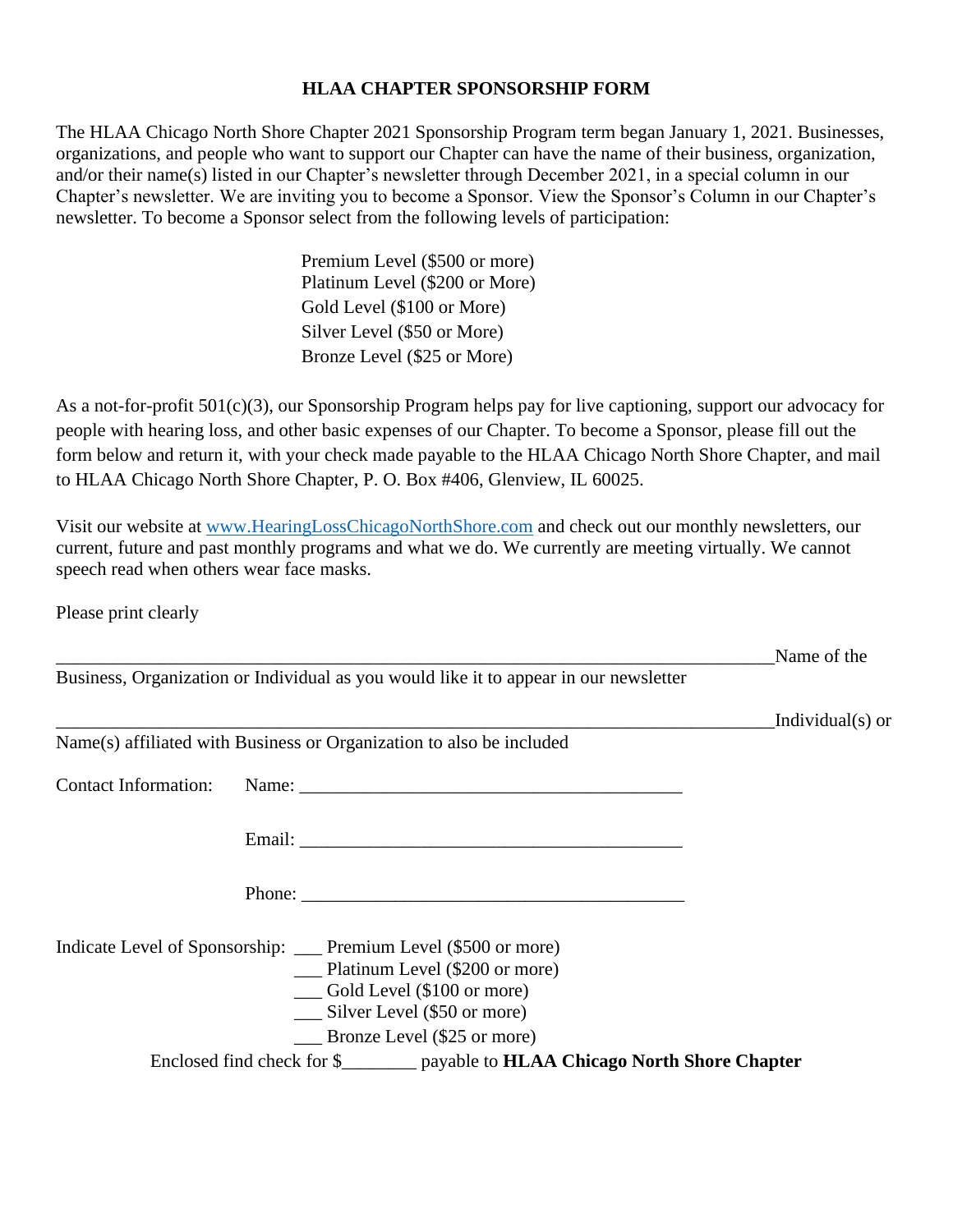# HLAA CHAPTER SPONSORSHIP FORM

The HLAA Chicago North Shore Chapter 2021 Sponsorship Program term began January 1, 2021. Businesses, organizations, and people who want to support our Chapter can have the name of their business, organization, and/or their name(s) listed in our Chapter's newsletter through December 2021, in a special column in our Chapter's newsletter. We are inviting you to become a Sponsor. View the Sponsor's Column in our Chapter's newsletter. To become a Sponsor select from the following levels of participation:

Premium Level ($500 or more)
Platinum Level ($200 or More)
Gold Level ($100 or More)
Silver Level ($50 or More)
Bronze Level ($25 or More)

As a not-for-profit 501(c)(3), our Sponsorship Program helps pay for live captioning, support our advocacy for people with hearing loss, and other basic expenses of our Chapter. To become a Sponsor, please fill out the form below and return it, with your check made payable to the HLAA Chicago North Shore Chapter, and mail to HLAA Chicago North Shore Chapter, P. O. Box #406, Glenview, IL 60025.

Visit our website at www.HearingLossChicagoNorthShore.com and check out our monthly newsletters, our current, future and past monthly programs and what we do. We currently are meeting virtually. We cannot speech read when others wear face masks.

Please print clearly

_______________________________________________________________________________Name of the Business, Organization or Individual as you would like it to appear in our newsletter

_______________________________________________________________________________Individual(s) or Name(s) affiliated with Business or Organization to also be included

Contact Information: Name: ________________________________________

Email: ________________________________________

Phone: ________________________________________

Indicate Level of Sponsorship: ___ Premium Level ($500 or more)
___ Platinum Level ($200 or more)
___ Gold Level ($100 or more)
___ Silver Level ($50 or more)
___ Bronze Level ($25 or more)

Enclosed find check for $________ payable to **HLAA Chicago North Shore Chapter**